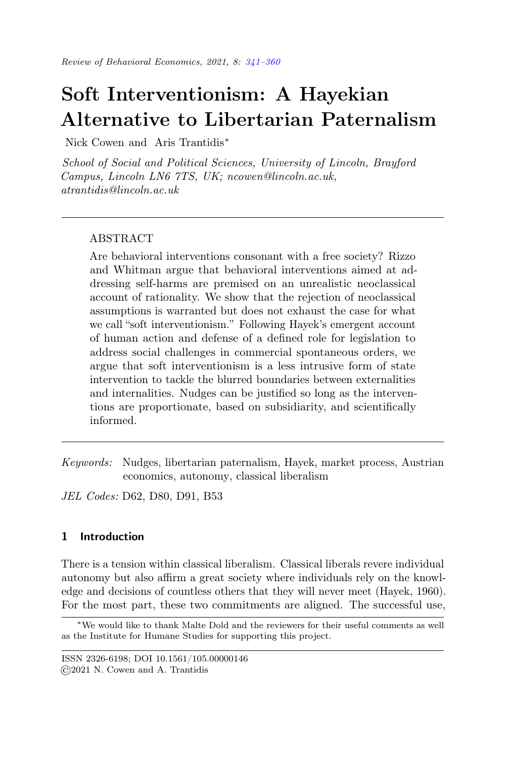# Soft Interventionism: A Hayekian Alternative to Libertarian Paternalism

Nick Cowen and Aris Trantidis*

*School of Social and Political Sciences, University of Lincoln, Brayford Campus, Lincoln LN6 7TS, UK; ncowen@lincoln.ac.uk, atrantidis@lincoln.ac.uk*

## ABSTRACT

Are behavioral interventions consonant with a free society? Rizzo and Whitman argue that behavioral interventions aimed at addressing self-harms are premised on an unrealistic neoclassical account of rationality. We show that the rejection of neoclassical assumptions is warranted but does not exhaust the case for what we call "soft interventionism." Following Hayek's emergent account of human action and defense of a defined role for legislation to address social challenges in commercial spontaneous orders, we argue that soft interventionism is a less intrusive form of state intervention to tackle the blurred boundaries between externalities and internalities. Nudges can be justified so long as the interventions are proportionate, based on subsidiarity, and scientifically informed.

*Keywords:* Nudges, libertarian paternalism, Hayek, market process, Austrian economics, autonomy, classical liberalism

*JEL Codes:* D62, D80, D91, B53

## 1 Introduction

There is a tension within classical liberalism. Classical liberals revere individual autonomy but also affirm a great society where individuals rely on the knowledge and decisions of countless others that they will never meet (Hayek, 1960). For the most part, these two commitments are aligned. The successful use,

*We would like to thank Malte Dold and the reviewers for their useful comments as well as the Institute for Humane Studies for supporting this project.

ISSN 2326-6198; DOI 10.1561/105.00000146
©2021 N. Cowen and A. Trantidis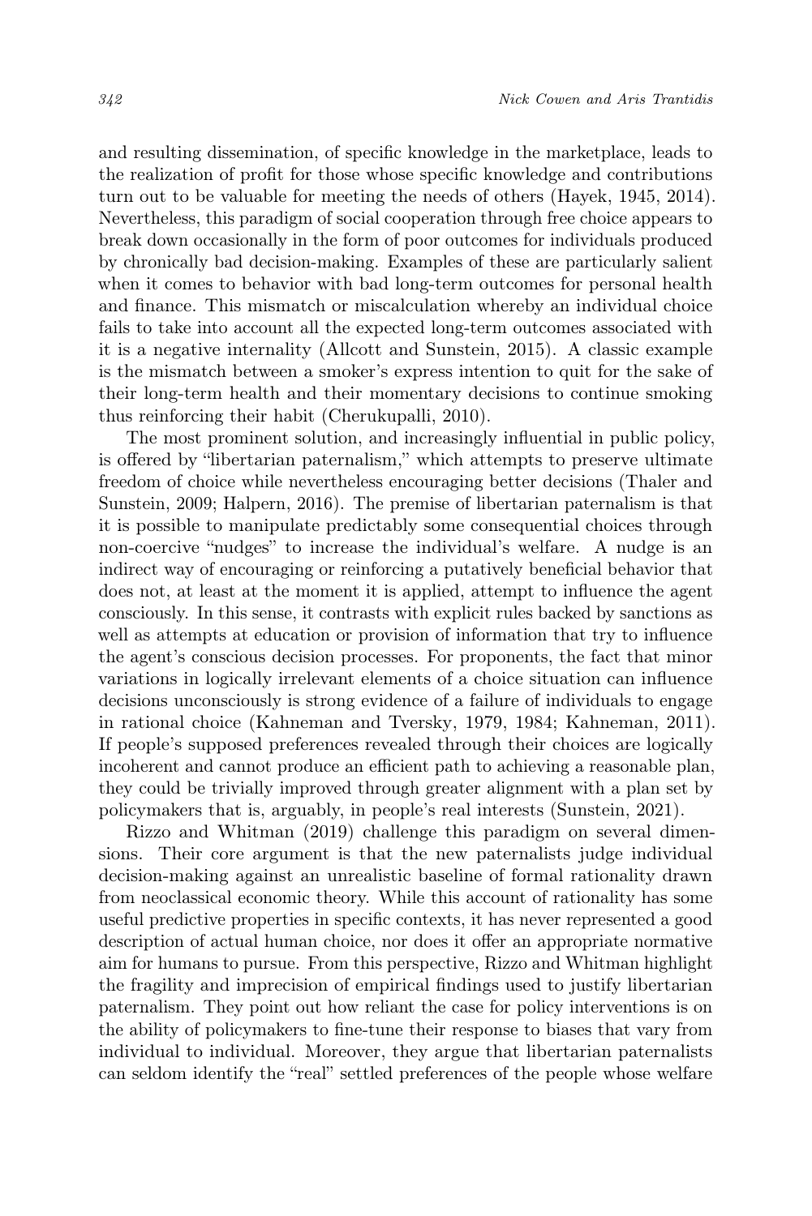and resulting dissemination, of specific knowledge in the marketplace, leads to the realization of profit for those whose specific knowledge and contributions turn out to be valuable for meeting the needs of others (Hayek, 1945, 2014). Nevertheless, this paradigm of social cooperation through free choice appears to break down occasionally in the form of poor outcomes for individuals produced by chronically bad decision-making. Examples of these are particularly salient when it comes to behavior with bad long-term outcomes for personal health and finance. This mismatch or miscalculation whereby an individual choice fails to take into account all the expected long-term outcomes associated with it is a negative internality (Allcott and Sunstein, 2015). A classic example is the mismatch between a smoker's express intention to quit for the sake of their long-term health and their momentary decisions to continue smoking thus reinforcing their habit (Cherukupalli, 2010).

The most prominent solution, and increasingly influential in public policy, is offered by "libertarian paternalism," which attempts to preserve ultimate freedom of choice while nevertheless encouraging better decisions (Thaler and Sunstein, 2009; Halpern, 2016). The premise of libertarian paternalism is that it is possible to manipulate predictably some consequential choices through non-coercive "nudges" to increase the individual's welfare. A nudge is an indirect way of encouraging or reinforcing a putatively beneficial behavior that does not, at least at the moment it is applied, attempt to influence the agent consciously. In this sense, it contrasts with explicit rules backed by sanctions as well as attempts at education or provision of information that try to influence the agent's conscious decision processes. For proponents, the fact that minor variations in logically irrelevant elements of a choice situation can influence decisions unconsciously is strong evidence of a failure of individuals to engage in rational choice (Kahneman and Tversky, 1979, 1984; Kahneman, 2011). If people's supposed preferences revealed through their choices are logically incoherent and cannot produce an efficient path to achieving a reasonable plan, they could be trivially improved through greater alignment with a plan set by policymakers that is, arguably, in people's real interests (Sunstein, 2021).

Rizzo and Whitman (2019) challenge this paradigm on several dimensions. Their core argument is that the new paternalists judge individual decision-making against an unrealistic baseline of formal rationality drawn from neoclassical economic theory. While this account of rationality has some useful predictive properties in specific contexts, it has never represented a good description of actual human choice, nor does it offer an appropriate normative aim for humans to pursue. From this perspective, Rizzo and Whitman highlight the fragility and imprecision of empirical findings used to justify libertarian paternalism. They point out how reliant the case for policy interventions is on the ability of policymakers to fine-tune their response to biases that vary from individual to individual. Moreover, they argue that libertarian paternalists can seldom identify the "real" settled preferences of the people whose welfare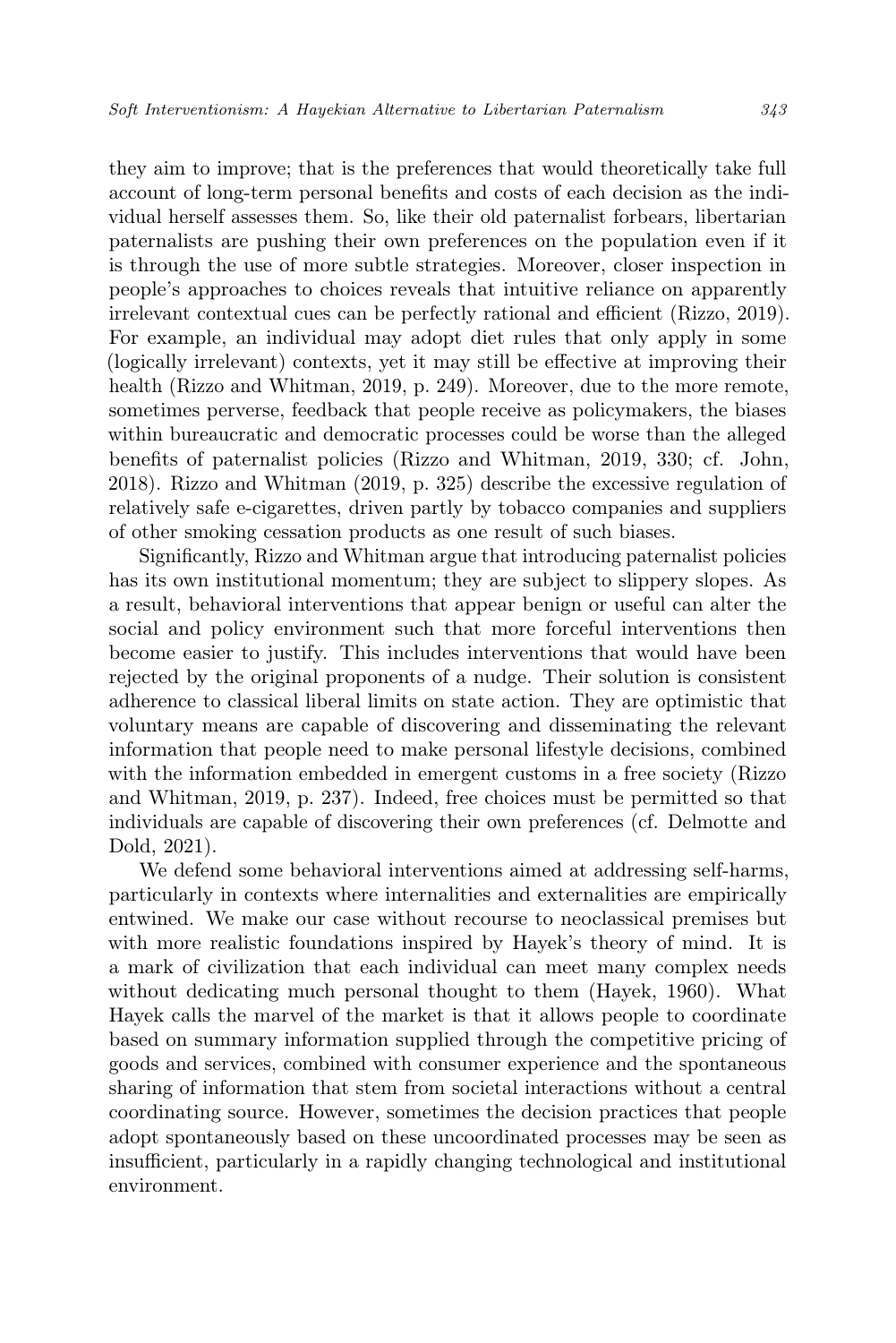they aim to improve; that is the preferences that would theoretically take full account of long-term personal benefits and costs of each decision as the individual herself assesses them. So, like their old paternalist forbears, libertarian paternalists are pushing their own preferences on the population even if it is through the use of more subtle strategies. Moreover, closer inspection in people's approaches to choices reveals that intuitive reliance on apparently irrelevant contextual cues can be perfectly rational and efficient (Rizzo, 2019). For example, an individual may adopt diet rules that only apply in some (logically irrelevant) contexts, yet it may still be effective at improving their health (Rizzo and Whitman, 2019, p. 249). Moreover, due to the more remote, sometimes perverse, feedback that people receive as policymakers, the biases within bureaucratic and democratic processes could be worse than the alleged benefits of paternalist policies (Rizzo and Whitman, 2019, 330; cf. John, 2018). Rizzo and Whitman (2019, p. 325) describe the excessive regulation of relatively safe e-cigarettes, driven partly by tobacco companies and suppliers of other smoking cessation products as one result of such biases.

Significantly, Rizzo and Whitman argue that introducing paternalist policies has its own institutional momentum; they are subject to slippery slopes. As a result, behavioral interventions that appear benign or useful can alter the social and policy environment such that more forceful interventions then become easier to justify. This includes interventions that would have been rejected by the original proponents of a nudge. Their solution is consistent adherence to classical liberal limits on state action. They are optimistic that voluntary means are capable of discovering and disseminating the relevant information that people need to make personal lifestyle decisions, combined with the information embedded in emergent customs in a free society (Rizzo and Whitman, 2019, p. 237). Indeed, free choices must be permitted so that individuals are capable of discovering their own preferences (cf. Delmotte and Dold, 2021).

We defend some behavioral interventions aimed at addressing self-harms, particularly in contexts where internalities and externalities are empirically entwined. We make our case without recourse to neoclassical premises but with more realistic foundations inspired by Hayek's theory of mind. It is a mark of civilization that each individual can meet many complex needs without dedicating much personal thought to them (Hayek, 1960). What Hayek calls the marvel of the market is that it allows people to coordinate based on summary information supplied through the competitive pricing of goods and services, combined with consumer experience and the spontaneous sharing of information that stem from societal interactions without a central coordinating source. However, sometimes the decision practices that people adopt spontaneously based on these uncoordinated processes may be seen as insufficient, particularly in a rapidly changing technological and institutional environment.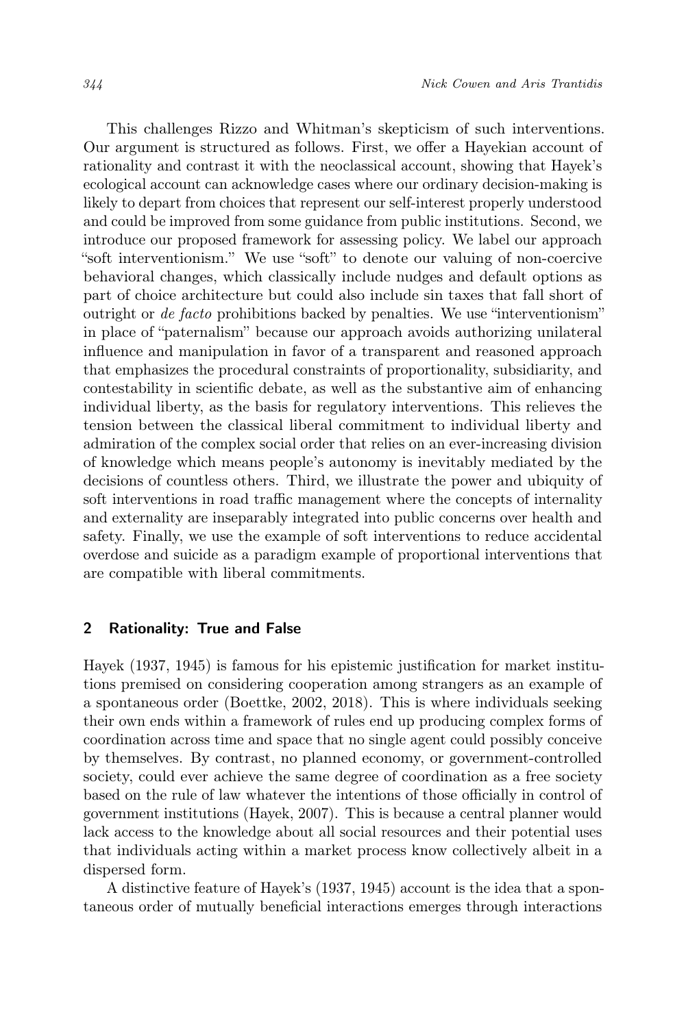This challenges Rizzo and Whitman's skepticism of such interventions. Our argument is structured as follows. First, we offer a Hayekian account of rationality and contrast it with the neoclassical account, showing that Hayek's ecological account can acknowledge cases where our ordinary decision-making is likely to depart from choices that represent our self-interest properly understood and could be improved from some guidance from public institutions. Second, we introduce our proposed framework for assessing policy. We label our approach "soft interventionism." We use "soft" to denote our valuing of non-coercive behavioral changes, which classically include nudges and default options as part of choice architecture but could also include sin taxes that fall short of outright or *de facto* prohibitions backed by penalties. We use "interventionism" in place of "paternalism" because our approach avoids authorizing unilateral influence and manipulation in favor of a transparent and reasoned approach that emphasizes the procedural constraints of proportionality, subsidiarity, and contestability in scientific debate, as well as the substantive aim of enhancing individual liberty, as the basis for regulatory interventions. This relieves the tension between the classical liberal commitment to individual liberty and admiration of the complex social order that relies on an ever-increasing division of knowledge which means people's autonomy is inevitably mediated by the decisions of countless others. Third, we illustrate the power and ubiquity of soft interventions in road traffic management where the concepts of internality and externality are inseparably integrated into public concerns over health and safety. Finally, we use the example of soft interventions to reduce accidental overdose and suicide as a paradigm example of proportional interventions that are compatible with liberal commitments.

## 2 Rationality: True and False

Hayek (1937, 1945) is famous for his epistemic justification for market institutions premised on considering cooperation among strangers as an example of a spontaneous order (Boettke, 2002, 2018). This is where individuals seeking their own ends within a framework of rules end up producing complex forms of coordination across time and space that no single agent could possibly conceive by themselves. By contrast, no planned economy, or government-controlled society, could ever achieve the same degree of coordination as a free society based on the rule of law whatever the intentions of those officially in control of government institutions (Hayek, 2007). This is because a central planner would lack access to the knowledge about all social resources and their potential uses that individuals acting within a market process know collectively albeit in a dispersed form.

A distinctive feature of Hayek's (1937, 1945) account is the idea that a spontaneous order of mutually beneficial interactions emerges through interactions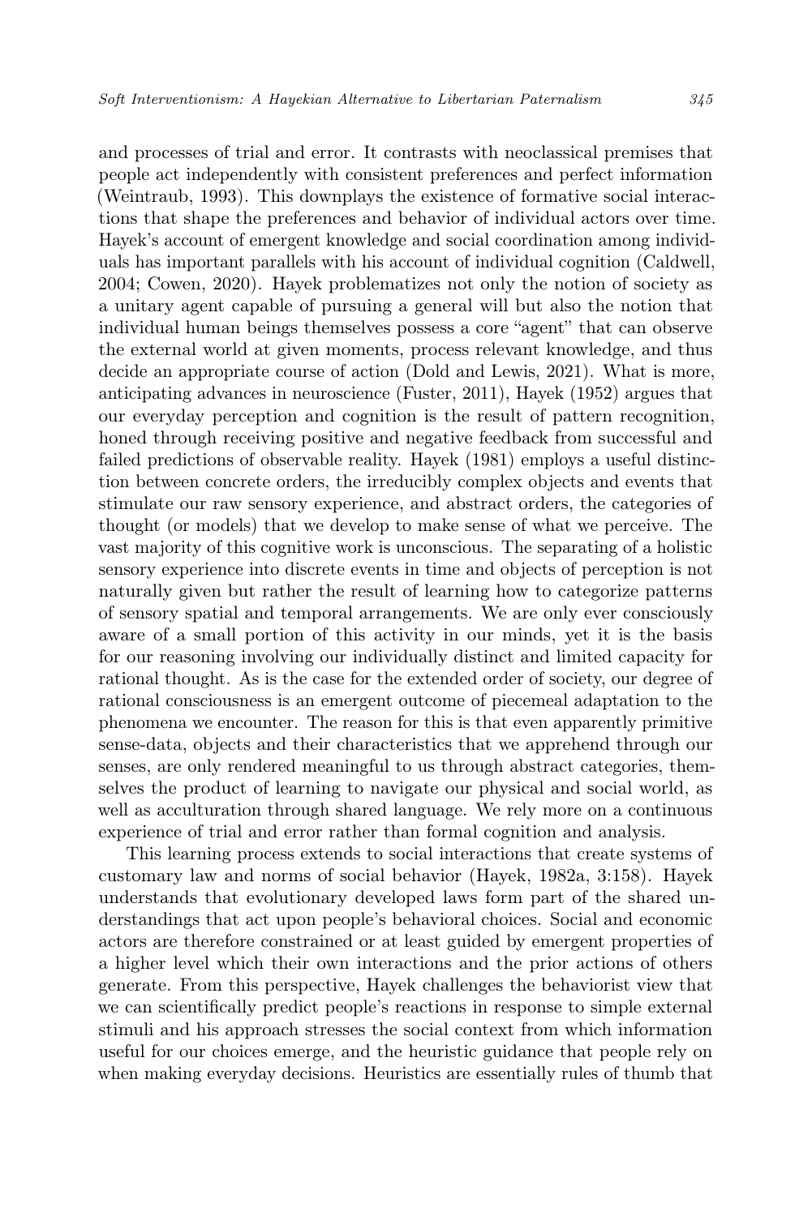and processes of trial and error. It contrasts with neoclassical premises that people act independently with consistent preferences and perfect information (Weintraub, 1993). This downplays the existence of formative social interactions that shape the preferences and behavior of individual actors over time. Hayek's account of emergent knowledge and social coordination among individuals has important parallels with his account of individual cognition (Caldwell, 2004; Cowen, 2020). Hayek problematizes not only the notion of society as a unitary agent capable of pursuing a general will but also the notion that individual human beings themselves possess a core "agent" that can observe the external world at given moments, process relevant knowledge, and thus decide an appropriate course of action (Dold and Lewis, 2021). What is more, anticipating advances in neuroscience (Fuster, 2011), Hayek (1952) argues that our everyday perception and cognition is the result of pattern recognition, honed through receiving positive and negative feedback from successful and failed predictions of observable reality. Hayek (1981) employs a useful distinction between concrete orders, the irreducibly complex objects and events that stimulate our raw sensory experience, and abstract orders, the categories of thought (or models) that we develop to make sense of what we perceive. The vast majority of this cognitive work is unconscious. The separating of a holistic sensory experience into discrete events in time and objects of perception is not naturally given but rather the result of learning how to categorize patterns of sensory spatial and temporal arrangements. We are only ever consciously aware of a small portion of this activity in our minds, yet it is the basis for our reasoning involving our individually distinct and limited capacity for rational thought. As is the case for the extended order of society, our degree of rational consciousness is an emergent outcome of piecemeal adaptation to the phenomena we encounter. The reason for this is that even apparently primitive sense-data, objects and their characteristics that we apprehend through our senses, are only rendered meaningful to us through abstract categories, themselves the product of learning to navigate our physical and social world, as well as acculturation through shared language. We rely more on a continuous experience of trial and error rather than formal cognition and analysis.

This learning process extends to social interactions that create systems of customary law and norms of social behavior (Hayek, 1982a, 3:158). Hayek understands that evolutionary developed laws form part of the shared understandings that act upon people's behavioral choices. Social and economic actors are therefore constrained or at least guided by emergent properties of a higher level which their own interactions and the prior actions of others generate. From this perspective, Hayek challenges the behaviorist view that we can scientifically predict people's reactions in response to simple external stimuli and his approach stresses the social context from which information useful for our choices emerge, and the heuristic guidance that people rely on when making everyday decisions. Heuristics are essentially rules of thumb that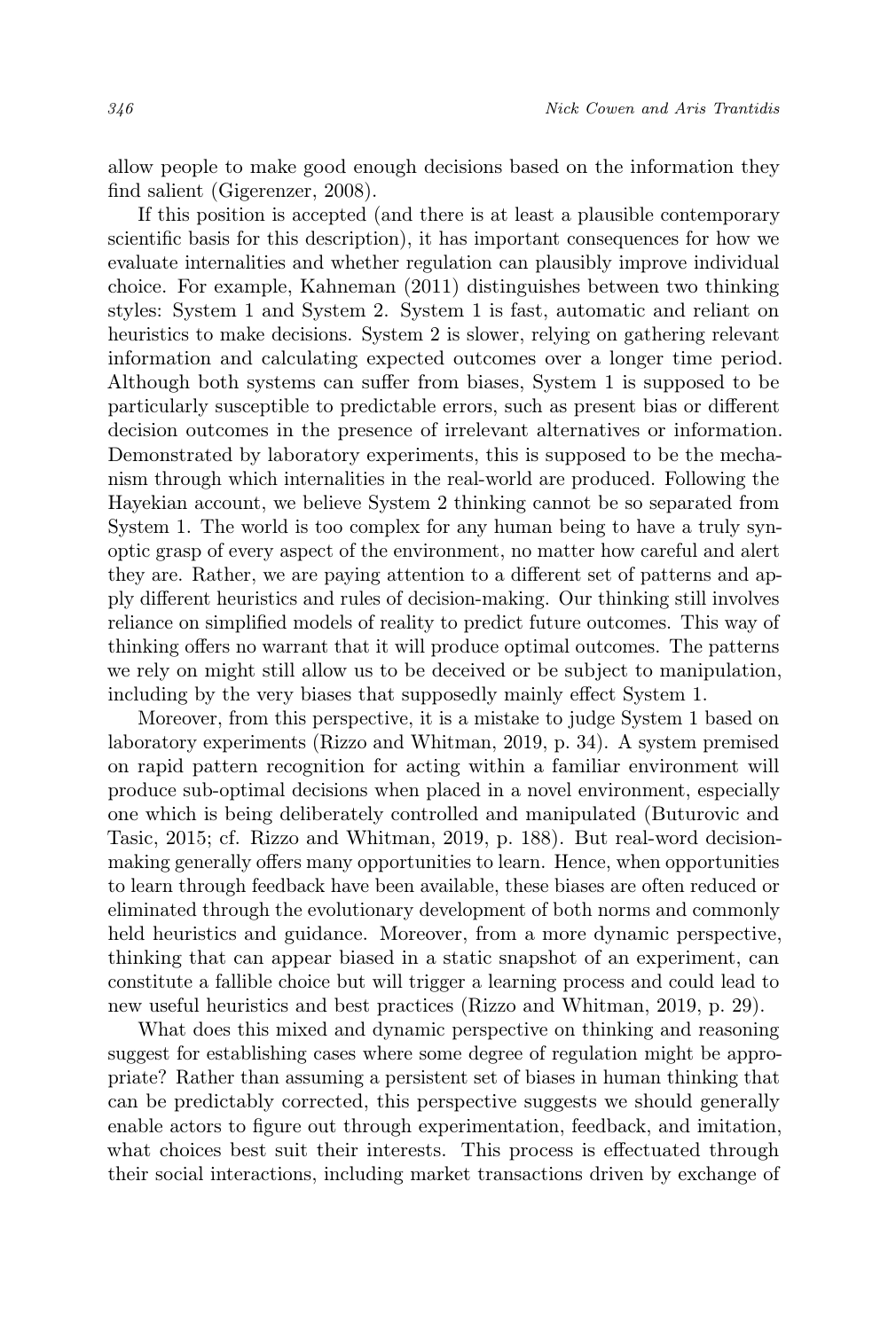allow people to make good enough decisions based on the information they find salient (Gigerenzer, 2008).

If this position is accepted (and there is at least a plausible contemporary scientific basis for this description), it has important consequences for how we evaluate internalities and whether regulation can plausibly improve individual choice. For example, Kahneman (2011) distinguishes between two thinking styles: System 1 and System 2. System 1 is fast, automatic and reliant on heuristics to make decisions. System 2 is slower, relying on gathering relevant information and calculating expected outcomes over a longer time period. Although both systems can suffer from biases, System 1 is supposed to be particularly susceptible to predictable errors, such as present bias or different decision outcomes in the presence of irrelevant alternatives or information. Demonstrated by laboratory experiments, this is supposed to be the mechanism through which internalities in the real-world are produced. Following the Hayekian account, we believe System 2 thinking cannot be so separated from System 1. The world is too complex for any human being to have a truly synoptic grasp of every aspect of the environment, no matter how careful and alert they are. Rather, we are paying attention to a different set of patterns and apply different heuristics and rules of decision-making. Our thinking still involves reliance on simplified models of reality to predict future outcomes. This way of thinking offers no warrant that it will produce optimal outcomes. The patterns we rely on might still allow us to be deceived or be subject to manipulation, including by the very biases that supposedly mainly effect System 1.

Moreover, from this perspective, it is a mistake to judge System 1 based on laboratory experiments (Rizzo and Whitman, 2019, p. 34). A system premised on rapid pattern recognition for acting within a familiar environment will produce sub-optimal decisions when placed in a novel environment, especially one which is being deliberately controlled and manipulated (Buturovic and Tasic, 2015; cf. Rizzo and Whitman, 2019, p. 188). But real-word decision-making generally offers many opportunities to learn. Hence, when opportunities to learn through feedback have been available, these biases are often reduced or eliminated through the evolutionary development of both norms and commonly held heuristics and guidance. Moreover, from a more dynamic perspective, thinking that can appear biased in a static snapshot of an experiment, can constitute a fallible choice but will trigger a learning process and could lead to new useful heuristics and best practices (Rizzo and Whitman, 2019, p. 29).

What does this mixed and dynamic perspective on thinking and reasoning suggest for establishing cases where some degree of regulation might be appropriate? Rather than assuming a persistent set of biases in human thinking that can be predictably corrected, this perspective suggests we should generally enable actors to figure out through experimentation, feedback, and imitation, what choices best suit their interests. This process is effectuated through their social interactions, including market transactions driven by exchange of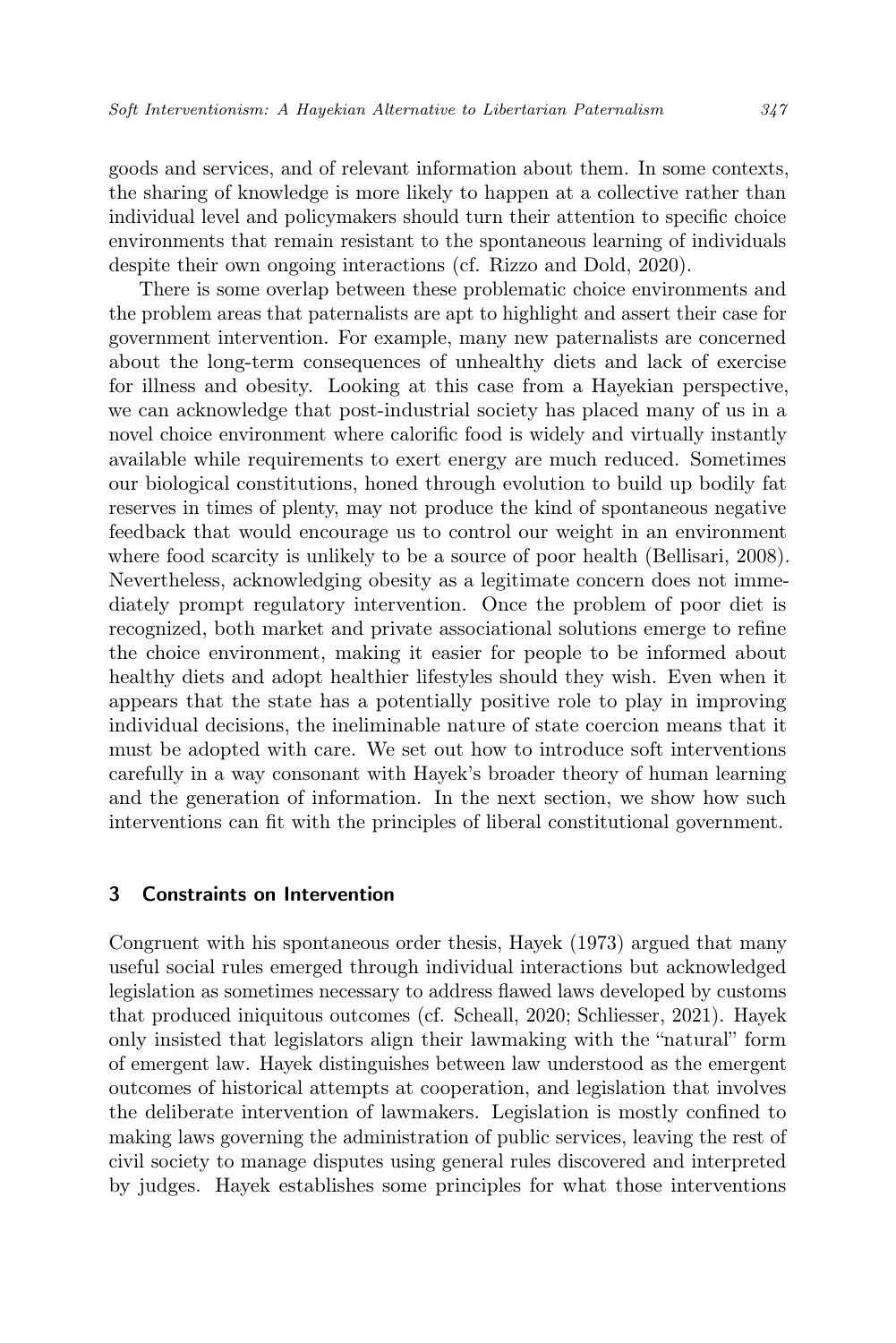goods and services, and of relevant information about them. In some contexts, the sharing of knowledge is more likely to happen at a collective rather than individual level and policymakers should turn their attention to specific choice environments that remain resistant to the spontaneous learning of individuals despite their own ongoing interactions (cf. Rizzo and Dold, 2020).

There is some overlap between these problematic choice environments and the problem areas that paternalists are apt to highlight and assert their case for government intervention. For example, many new paternalists are concerned about the long-term consequences of unhealthy diets and lack of exercise for illness and obesity. Looking at this case from a Hayekian perspective, we can acknowledge that post-industrial society has placed many of us in a novel choice environment where calorific food is widely and virtually instantly available while requirements to exert energy are much reduced. Sometimes our biological constitutions, honed through evolution to build up bodily fat reserves in times of plenty, may not produce the kind of spontaneous negative feedback that would encourage us to control our weight in an environment where food scarcity is unlikely to be a source of poor health (Bellisari, 2008). Nevertheless, acknowledging obesity as a legitimate concern does not immediately prompt regulatory intervention. Once the problem of poor diet is recognized, both market and private associational solutions emerge to refine the choice environment, making it easier for people to be informed about healthy diets and adopt healthier lifestyles should they wish. Even when it appears that the state has a potentially positive role to play in improving individual decisions, the ineliminable nature of state coercion means that it must be adopted with care. We set out how to introduce soft interventions carefully in a way consonant with Hayek's broader theory of human learning and the generation of information. In the next section, we show how such interventions can fit with the principles of liberal constitutional government.

## 3 Constraints on Intervention

Congruent with his spontaneous order thesis, Hayek (1973) argued that many useful social rules emerged through individual interactions but acknowledged legislation as sometimes necessary to address flawed laws developed by customs that produced iniquitous outcomes (cf. Scheall, 2020; Schliesser, 2021). Hayek only insisted that legislators align their lawmaking with the "natural" form of emergent law. Hayek distinguishes between law understood as the emergent outcomes of historical attempts at cooperation, and legislation that involves the deliberate intervention of lawmakers. Legislation is mostly confined to making laws governing the administration of public services, leaving the rest of civil society to manage disputes using general rules discovered and interpreted by judges. Hayek establishes some principles for what those interventions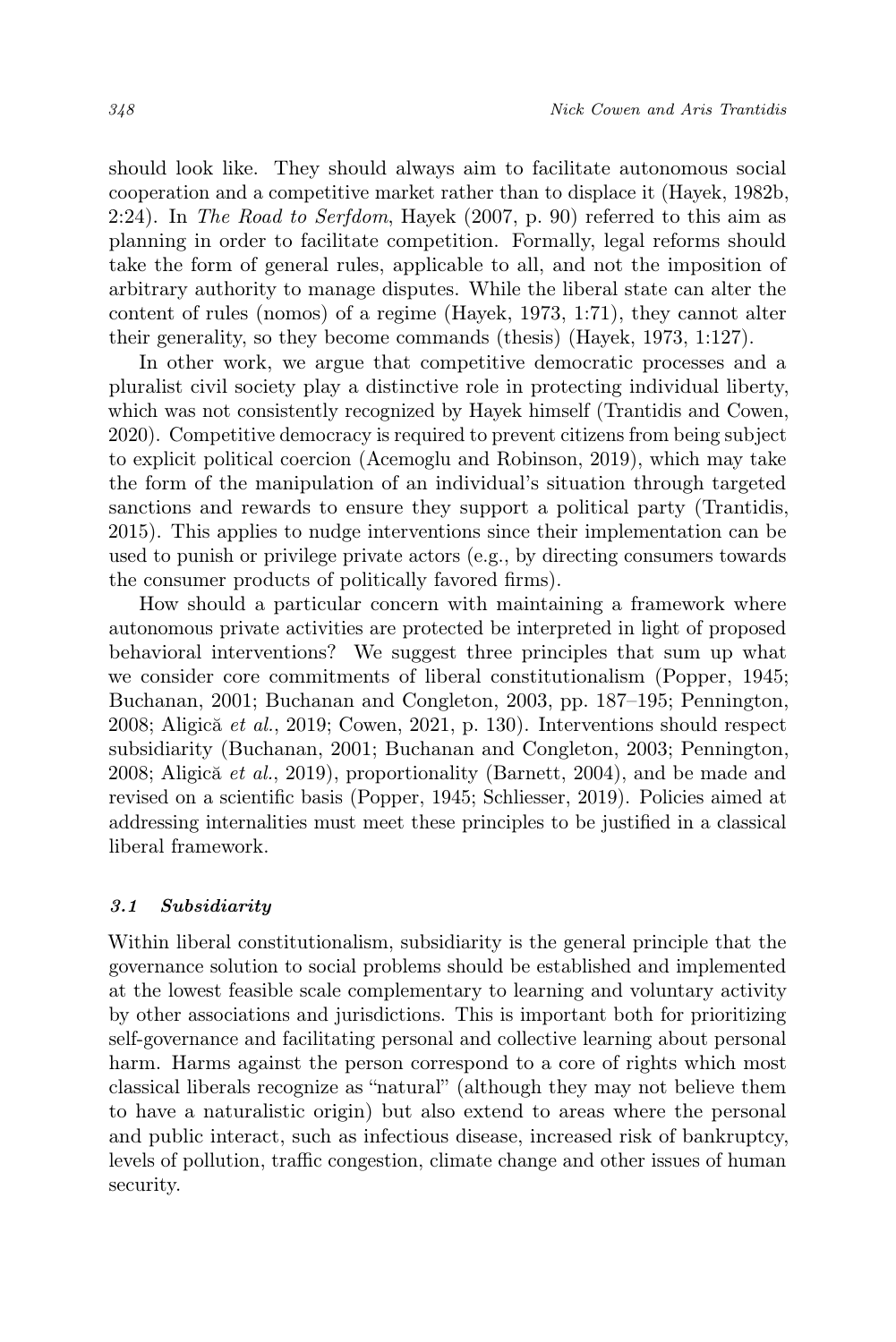should look like. They should always aim to facilitate autonomous social cooperation and a competitive market rather than to displace it (Hayek, 1982b, 2:24). In *The Road to Serfdom*, Hayek (2007, p. 90) referred to this aim as planning in order to facilitate competition. Formally, legal reforms should take the form of general rules, applicable to all, and not the imposition of arbitrary authority to manage disputes. While the liberal state can alter the content of rules (nomos) of a regime (Hayek, 1973, 1:71), they cannot alter their generality, so they become commands (thesis) (Hayek, 1973, 1:127).

In other work, we argue that competitive democratic processes and a pluralist civil society play a distinctive role in protecting individual liberty, which was not consistently recognized by Hayek himself (Trantidis and Cowen, 2020). Competitive democracy is required to prevent citizens from being subject to explicit political coercion (Acemoglu and Robinson, 2019), which may take the form of the manipulation of an individual's situation through targeted sanctions and rewards to ensure they support a political party (Trantidis, 2015). This applies to nudge interventions since their implementation can be used to punish or privilege private actors (e.g., by directing consumers towards the consumer products of politically favored firms).

How should a particular concern with maintaining a framework where autonomous private activities are protected be interpreted in light of proposed behavioral interventions? We suggest three principles that sum up what we consider core commitments of liberal constitutionalism (Popper, 1945; Buchanan, 2001; Buchanan and Congleton, 2003, pp. 187–195; Pennington, 2008; Aligică *et al.*, 2019; Cowen, 2021, p. 130). Interventions should respect subsidiarity (Buchanan, 2001; Buchanan and Congleton, 2003; Pennington, 2008; Aligică *et al.*, 2019), proportionality (Barnett, 2004), and be made and revised on a scientific basis (Popper, 1945; Schliesser, 2019). Policies aimed at addressing internalities must meet these principles to be justified in a classical liberal framework.

### *3.1 Subsidiarity*

Within liberal constitutionalism, subsidiarity is the general principle that the governance solution to social problems should be established and implemented at the lowest feasible scale complementary to learning and voluntary activity by other associations and jurisdictions. This is important both for prioritizing self-governance and facilitating personal and collective learning about personal harm. Harms against the person correspond to a core of rights which most classical liberals recognize as "natural" (although they may not believe them to have a naturalistic origin) but also extend to areas where the personal and public interact, such as infectious disease, increased risk of bankruptcy, levels of pollution, traffic congestion, climate change and other issues of human security.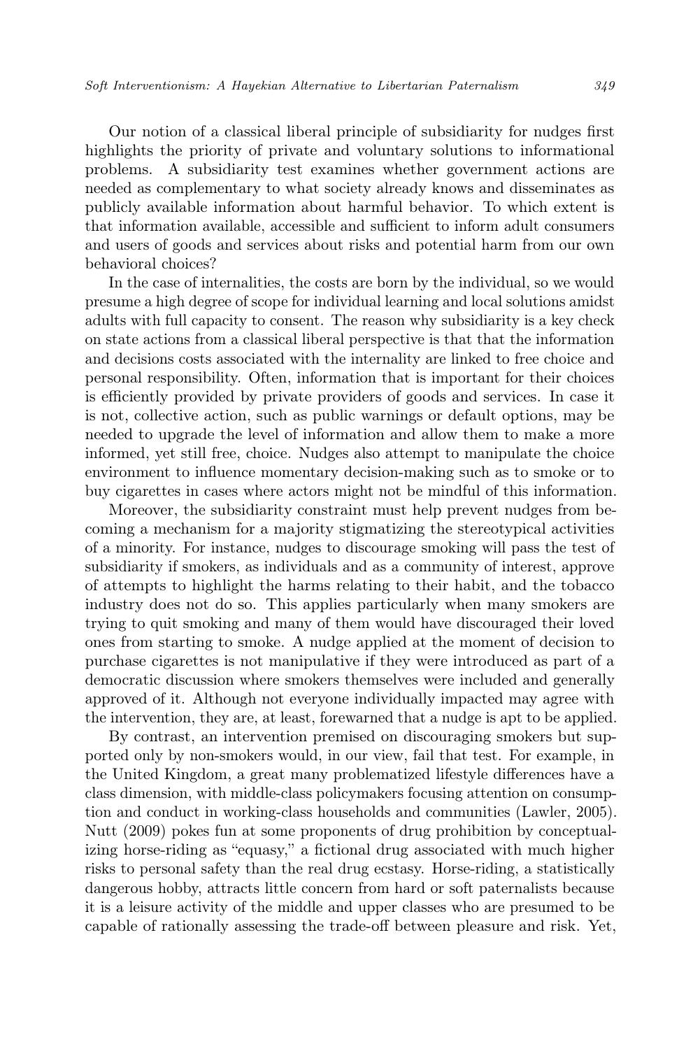Our notion of a classical liberal principle of subsidiarity for nudges first highlights the priority of private and voluntary solutions to informational problems. A subsidiarity test examines whether government actions are needed as complementary to what society already knows and disseminates as publicly available information about harmful behavior. To which extent is that information available, accessible and sufficient to inform adult consumers and users of goods and services about risks and potential harm from our own behavioral choices?

In the case of internalities, the costs are born by the individual, so we would presume a high degree of scope for individual learning and local solutions amidst adults with full capacity to consent. The reason why subsidiarity is a key check on state actions from a classical liberal perspective is that that the information and decisions costs associated with the internality are linked to free choice and personal responsibility. Often, information that is important for their choices is efficiently provided by private providers of goods and services. In case it is not, collective action, such as public warnings or default options, may be needed to upgrade the level of information and allow them to make a more informed, yet still free, choice. Nudges also attempt to manipulate the choice environment to influence momentary decision-making such as to smoke or to buy cigarettes in cases where actors might not be mindful of this information.

Moreover, the subsidiarity constraint must help prevent nudges from becoming a mechanism for a majority stigmatizing the stereotypical activities of a minority. For instance, nudges to discourage smoking will pass the test of subsidiarity if smokers, as individuals and as a community of interest, approve of attempts to highlight the harms relating to their habit, and the tobacco industry does not do so. This applies particularly when many smokers are trying to quit smoking and many of them would have discouraged their loved ones from starting to smoke. A nudge applied at the moment of decision to purchase cigarettes is not manipulative if they were introduced as part of a democratic discussion where smokers themselves were included and generally approved of it. Although not everyone individually impacted may agree with the intervention, they are, at least, forewarned that a nudge is apt to be applied.

By contrast, an intervention premised on discouraging smokers but supported only by non-smokers would, in our view, fail that test. For example, in the United Kingdom, a great many problematized lifestyle differences have a class dimension, with middle-class policymakers focusing attention on consumption and conduct in working-class households and communities (Lawler, 2005). Nutt (2009) pokes fun at some proponents of drug prohibition by conceptualizing horse-riding as "equasy," a fictional drug associated with much higher risks to personal safety than the real drug ecstasy. Horse-riding, a statistically dangerous hobby, attracts little concern from hard or soft paternalists because it is a leisure activity of the middle and upper classes who are presumed to be capable of rationally assessing the trade-off between pleasure and risk. Yet,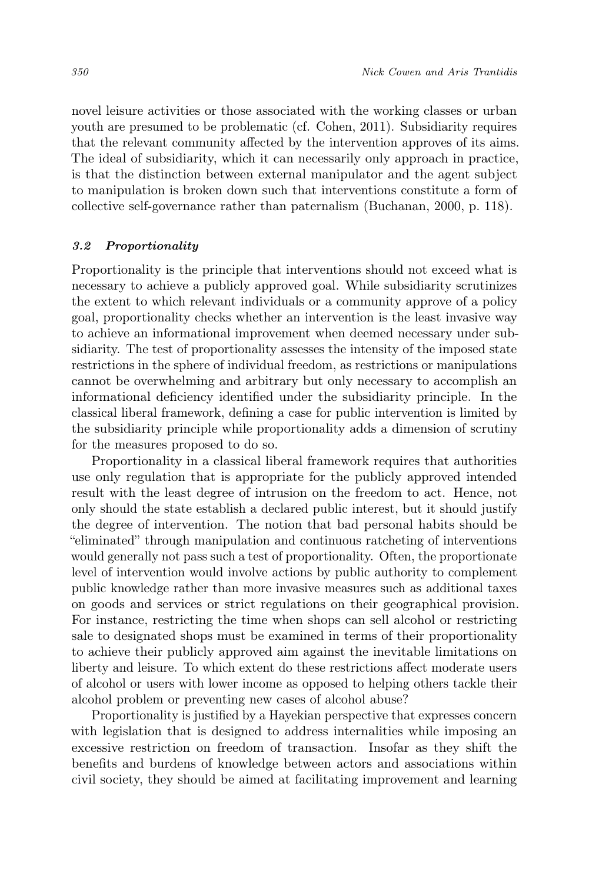novel leisure activities or those associated with the working classes or urban youth are presumed to be problematic (cf. Cohen, 2011). Subsidiarity requires that the relevant community affected by the intervention approves of its aims. The ideal of subsidiarity, which it can necessarily only approach in practice, is that the distinction between external manipulator and the agent subject to manipulation is broken down such that interventions constitute a form of collective self-governance rather than paternalism (Buchanan, 2000, p. 118).

### *3.2 Proportionality*

Proportionality is the principle that interventions should not exceed what is necessary to achieve a publicly approved goal. While subsidiarity scrutinizes the extent to which relevant individuals or a community approve of a policy goal, proportionality checks whether an intervention is the least invasive way to achieve an informational improvement when deemed necessary under subsidiarity. The test of proportionality assesses the intensity of the imposed state restrictions in the sphere of individual freedom, as restrictions or manipulations cannot be overwhelming and arbitrary but only necessary to accomplish an informational deficiency identified under the subsidiarity principle. In the classical liberal framework, defining a case for public intervention is limited by the subsidiarity principle while proportionality adds a dimension of scrutiny for the measures proposed to do so.

Proportionality in a classical liberal framework requires that authorities use only regulation that is appropriate for the publicly approved intended result with the least degree of intrusion on the freedom to act. Hence, not only should the state establish a declared public interest, but it should justify the degree of intervention. The notion that bad personal habits should be "eliminated" through manipulation and continuous ratcheting of interventions would generally not pass such a test of proportionality. Often, the proportionate level of intervention would involve actions by public authority to complement public knowledge rather than more invasive measures such as additional taxes on goods and services or strict regulations on their geographical provision. For instance, restricting the time when shops can sell alcohol or restricting sale to designated shops must be examined in terms of their proportionality to achieve their publicly approved aim against the inevitable limitations on liberty and leisure. To which extent do these restrictions affect moderate users of alcohol or users with lower income as opposed to helping others tackle their alcohol problem or preventing new cases of alcohol abuse?

Proportionality is justified by a Hayekian perspective that expresses concern with legislation that is designed to address internalities while imposing an excessive restriction on freedom of transaction. Insofar as they shift the benefits and burdens of knowledge between actors and associations within civil society, they should be aimed at facilitating improvement and learning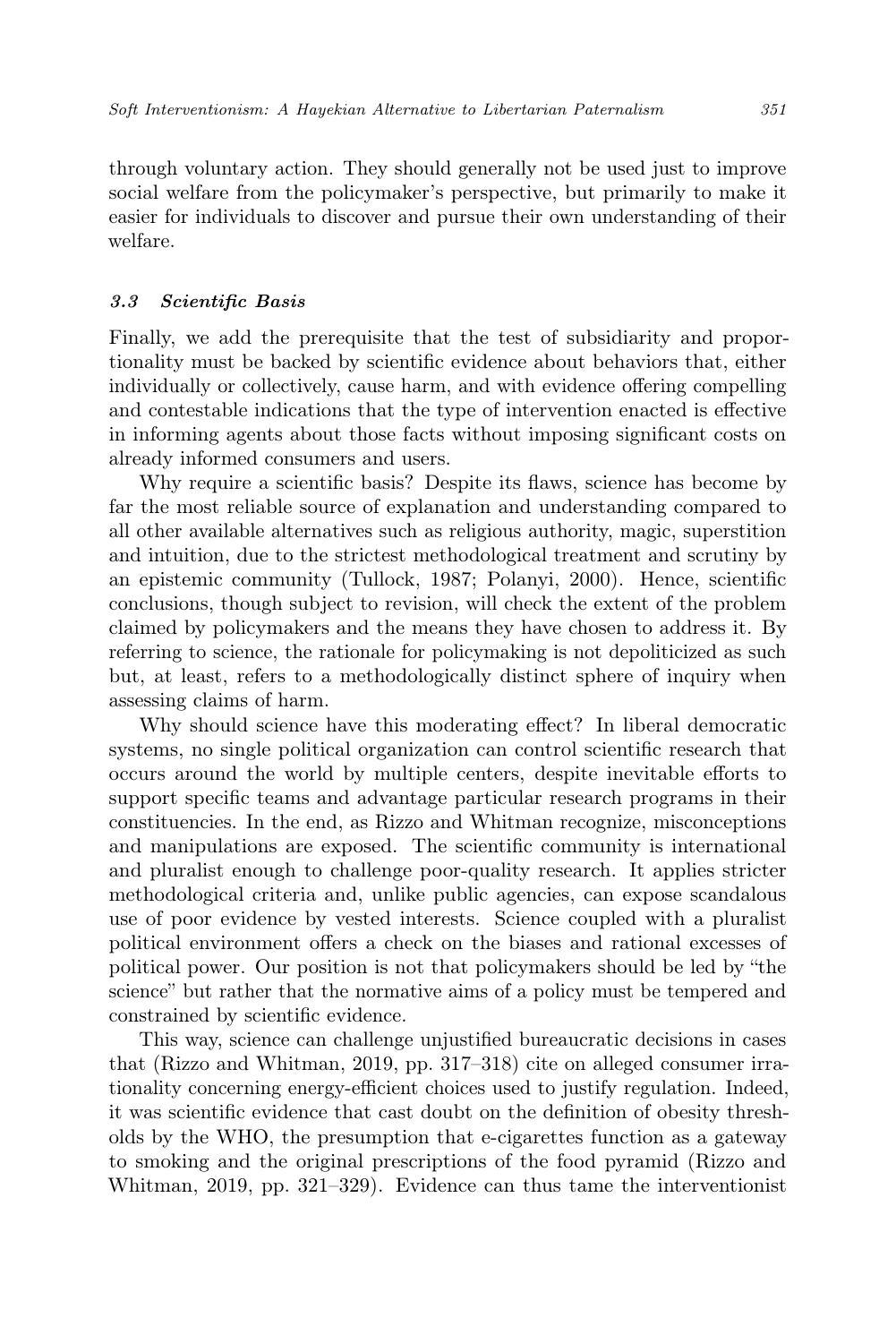through voluntary action. They should generally not be used just to improve social welfare from the policymaker's perspective, but primarily to make it easier for individuals to discover and pursue their own understanding of their welfare.

### *3.3 Scientific Basis*

Finally, we add the prerequisite that the test of subsidiarity and proportionality must be backed by scientific evidence about behaviors that, either individually or collectively, cause harm, and with evidence offering compelling and contestable indications that the type of intervention enacted is effective in informing agents about those facts without imposing significant costs on already informed consumers and users.

Why require a scientific basis? Despite its flaws, science has become by far the most reliable source of explanation and understanding compared to all other available alternatives such as religious authority, magic, superstition and intuition, due to the strictest methodological treatment and scrutiny by an epistemic community (Tullock, 1987; Polanyi, 2000). Hence, scientific conclusions, though subject to revision, will check the extent of the problem claimed by policymakers and the means they have chosen to address it. By referring to science, the rationale for policymaking is not depoliticized as such but, at least, refers to a methodologically distinct sphere of inquiry when assessing claims of harm.

Why should science have this moderating effect? In liberal democratic systems, no single political organization can control scientific research that occurs around the world by multiple centers, despite inevitable efforts to support specific teams and advantage particular research programs in their constituencies. In the end, as Rizzo and Whitman recognize, misconceptions and manipulations are exposed. The scientific community is international and pluralist enough to challenge poor-quality research. It applies stricter methodological criteria and, unlike public agencies, can expose scandalous use of poor evidence by vested interests. Science coupled with a pluralist political environment offers a check on the biases and rational excesses of political power. Our position is not that policymakers should be led by "the science" but rather that the normative aims of a policy must be tempered and constrained by scientific evidence.

This way, science can challenge unjustified bureaucratic decisions in cases that (Rizzo and Whitman, 2019, pp. 317–318) cite on alleged consumer irrationality concerning energy-efficient choices used to justify regulation. Indeed, it was scientific evidence that cast doubt on the definition of obesity thresholds by the WHO, the presumption that e-cigarettes function as a gateway to smoking and the original prescriptions of the food pyramid (Rizzo and Whitman, 2019, pp. 321–329). Evidence can thus tame the interventionist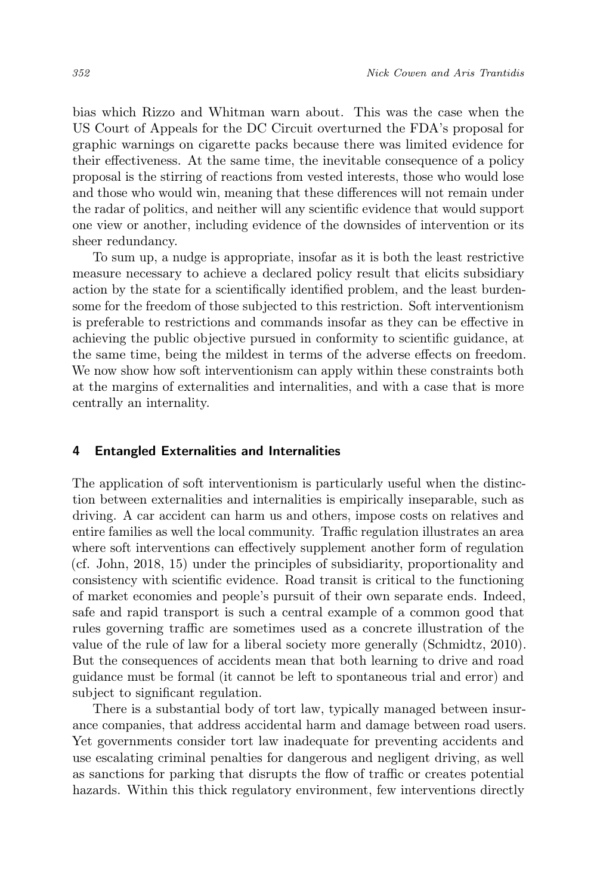bias which Rizzo and Whitman warn about. This was the case when the US Court of Appeals for the DC Circuit overturned the FDA's proposal for graphic warnings on cigarette packs because there was limited evidence for their effectiveness. At the same time, the inevitable consequence of a policy proposal is the stirring of reactions from vested interests, those who would lose and those who would win, meaning that these differences will not remain under the radar of politics, and neither will any scientific evidence that would support one view or another, including evidence of the downsides of intervention or its sheer redundancy.

To sum up, a nudge is appropriate, insofar as it is both the least restrictive measure necessary to achieve a declared policy result that elicits subsidiary action by the state for a scientifically identified problem, and the least burdensome for the freedom of those subjected to this restriction. Soft interventionism is preferable to restrictions and commands insofar as they can be effective in achieving the public objective pursued in conformity to scientific guidance, at the same time, being the mildest in terms of the adverse effects on freedom. We now show how soft interventionism can apply within these constraints both at the margins of externalities and internalities, and with a case that is more centrally an internality.

## 4 Entangled Externalities and Internalities

The application of soft interventionism is particularly useful when the distinction between externalities and internalities is empirically inseparable, such as driving. A car accident can harm us and others, impose costs on relatives and entire families as well the local community. Traffic regulation illustrates an area where soft interventions can effectively supplement another form of regulation (cf. John, 2018, 15) under the principles of subsidiarity, proportionality and consistency with scientific evidence. Road transit is critical to the functioning of market economies and people's pursuit of their own separate ends. Indeed, safe and rapid transport is such a central example of a common good that rules governing traffic are sometimes used as a concrete illustration of the value of the rule of law for a liberal society more generally (Schmidtz, 2010). But the consequences of accidents mean that both learning to drive and road guidance must be formal (it cannot be left to spontaneous trial and error) and subject to significant regulation.

There is a substantial body of tort law, typically managed between insurance companies, that address accidental harm and damage between road users. Yet governments consider tort law inadequate for preventing accidents and use escalating criminal penalties for dangerous and negligent driving, as well as sanctions for parking that disrupts the flow of traffic or creates potential hazards. Within this thick regulatory environment, few interventions directly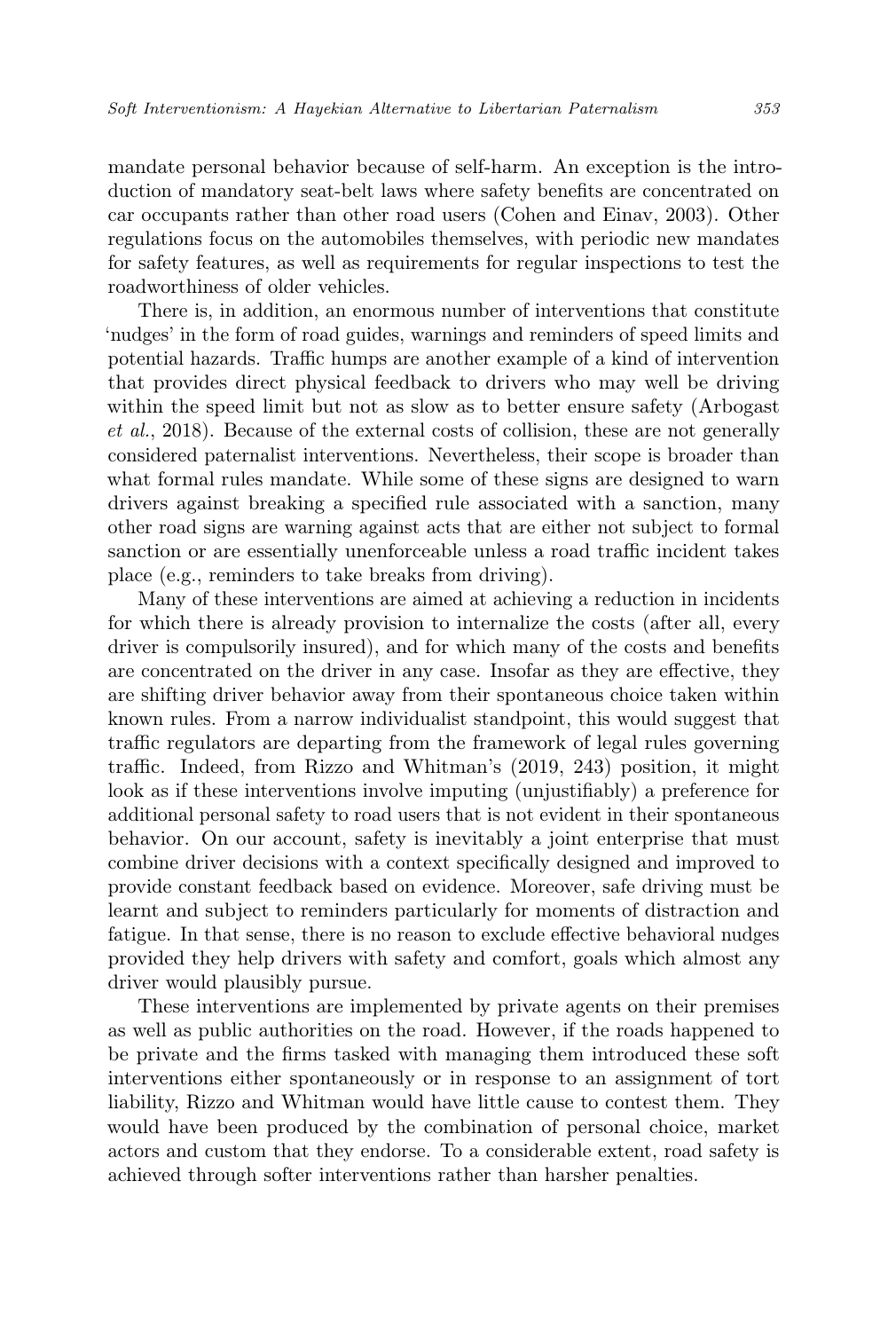mandate personal behavior because of self-harm. An exception is the introduction of mandatory seat-belt laws where safety benefits are concentrated on car occupants rather than other road users (Cohen and Einav, 2003). Other regulations focus on the automobiles themselves, with periodic new mandates for safety features, as well as requirements for regular inspections to test the roadworthiness of older vehicles.

There is, in addition, an enormous number of interventions that constitute 'nudges' in the form of road guides, warnings and reminders of speed limits and potential hazards. Traffic humps are another example of a kind of intervention that provides direct physical feedback to drivers who may well be driving within the speed limit but not as slow as to better ensure safety (Arbogast *et al.*, 2018). Because of the external costs of collision, these are not generally considered paternalist interventions. Nevertheless, their scope is broader than what formal rules mandate. While some of these signs are designed to warn drivers against breaking a specified rule associated with a sanction, many other road signs are warning against acts that are either not subject to formal sanction or are essentially unenforceable unless a road traffic incident takes place (e.g., reminders to take breaks from driving).

Many of these interventions are aimed at achieving a reduction in incidents for which there is already provision to internalize the costs (after all, every driver is compulsorily insured), and for which many of the costs and benefits are concentrated on the driver in any case. Insofar as they are effective, they are shifting driver behavior away from their spontaneous choice taken within known rules. From a narrow individualist standpoint, this would suggest that traffic regulators are departing from the framework of legal rules governing traffic. Indeed, from Rizzo and Whitman's (2019, 243) position, it might look as if these interventions involve imputing (unjustifiably) a preference for additional personal safety to road users that is not evident in their spontaneous behavior. On our account, safety is inevitably a joint enterprise that must combine driver decisions with a context specifically designed and improved to provide constant feedback based on evidence. Moreover, safe driving must be learnt and subject to reminders particularly for moments of distraction and fatigue. In that sense, there is no reason to exclude effective behavioral nudges provided they help drivers with safety and comfort, goals which almost any driver would plausibly pursue.

These interventions are implemented by private agents on their premises as well as public authorities on the road. However, if the roads happened to be private and the firms tasked with managing them introduced these soft interventions either spontaneously or in response to an assignment of tort liability, Rizzo and Whitman would have little cause to contest them. They would have been produced by the combination of personal choice, market actors and custom that they endorse. To a considerable extent, road safety is achieved through softer interventions rather than harsher penalties.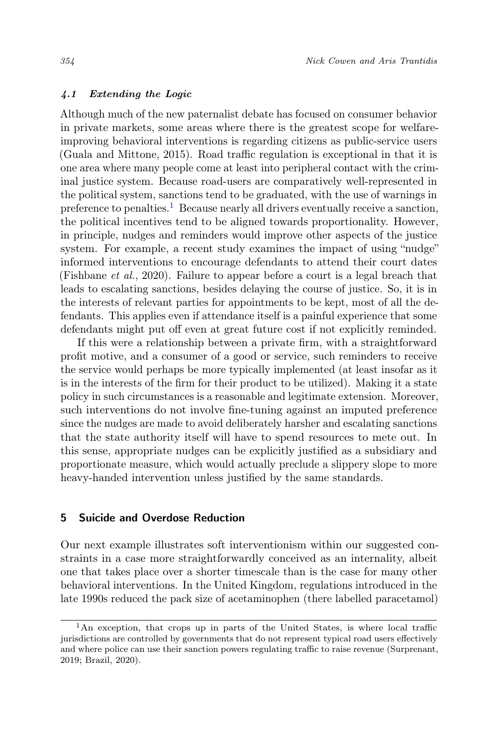### 4.1 *Extending the Logic*

Although much of the new paternalist debate has focused on consumer behavior in private markets, some areas where there is the greatest scope for welfare-improving behavioral interventions is regarding citizens as public-service users (Guala and Mittone, 2015). Road traffic regulation is exceptional in that it is one area where many people come at least into peripheral contact with the criminal justice system. Because road-users are comparatively well-represented in the political system, sanctions tend to be graduated, with the use of warnings in preference to penalties.[1] Because nearly all drivers eventually receive a sanction, the political incentives tend to be aligned towards proportionality. However, in principle, nudges and reminders would improve other aspects of the justice system. For example, a recent study examines the impact of using "nudge" informed interventions to encourage defendants to attend their court dates (Fishbane *et al.*, 2020). Failure to appear before a court is a legal breach that leads to escalating sanctions, besides delaying the course of justice. So, it is in the interests of relevant parties for appointments to be kept, most of all the defendants. This applies even if attendance itself is a painful experience that some defendants might put off even at great future cost if not explicitly reminded.

If this were a relationship between a private firm, with a straightforward profit motive, and a consumer of a good or service, such reminders to receive the service would perhaps be more typically implemented (at least insofar as it is in the interests of the firm for their product to be utilized). Making it a state policy in such circumstances is a reasonable and legitimate extension. Moreover, such interventions do not involve fine-tuning against an imputed preference since the nudges are made to avoid deliberately harsher and escalating sanctions that the state authority itself will have to spend resources to mete out. In this sense, appropriate nudges can be explicitly justified as a subsidiary and proportionate measure, which would actually preclude a slippery slope to more heavy-handed intervention unless justified by the same standards.

## 5 Suicide and Overdose Reduction

Our next example illustrates soft interventionism within our suggested constraints in a case more straightforwardly conceived as an internality, albeit one that takes place over a shorter timescale than is the case for many other behavioral interventions. In the United Kingdom, regulations introduced in the late 1990s reduced the pack size of acetaminophen (there labelled paracetamol)

[1] An exception, that crops up in parts of the United States, is where local traffic jurisdictions are controlled by governments that do not represent typical road users effectively and where police can use their sanction powers regulating traffic to raise revenue (Surprenant, 2019; Brazil, 2020).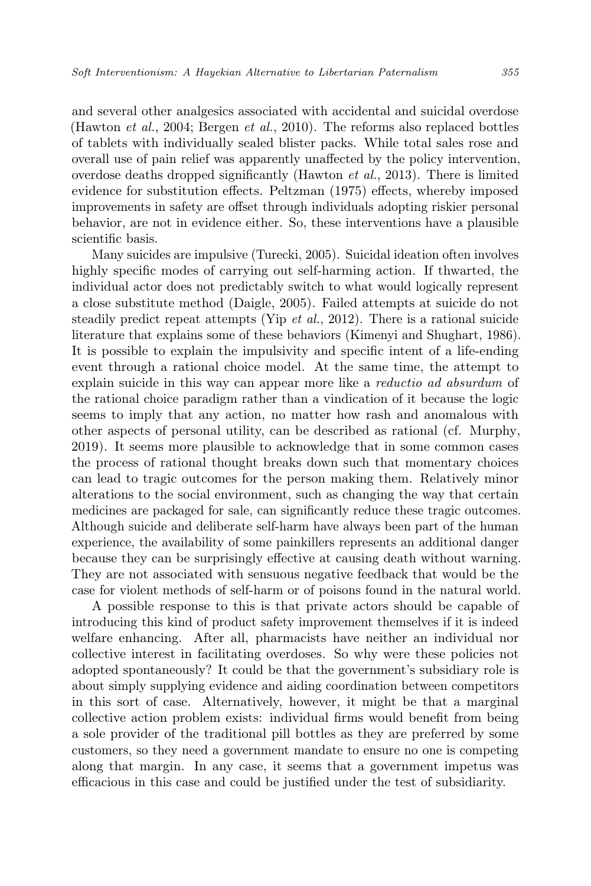and several other analgesics associated with accidental and suicidal overdose (Hawton *et al.*, 2004; Bergen *et al.*, 2010). The reforms also replaced bottles of tablets with individually sealed blister packs. While total sales rose and overall use of pain relief was apparently unaffected by the policy intervention, overdose deaths dropped significantly (Hawton *et al.*, 2013). There is limited evidence for substitution effects. Peltzman (1975) effects, whereby imposed improvements in safety are offset through individuals adopting riskier personal behavior, are not in evidence either. So, these interventions have a plausible scientific basis.

Many suicides are impulsive (Turecki, 2005). Suicidal ideation often involves highly specific modes of carrying out self-harming action. If thwarted, the individual actor does not predictably switch to what would logically represent a close substitute method (Daigle, 2005). Failed attempts at suicide do not steadily predict repeat attempts (Yip *et al.*, 2012). There is a rational suicide literature that explains some of these behaviors (Kimenyi and Shughart, 1986). It is possible to explain the impulsivity and specific intent of a life-ending event through a rational choice model. At the same time, the attempt to explain suicide in this way can appear more like a *reductio ad absurdum* of the rational choice paradigm rather than a vindication of it because the logic seems to imply that any action, no matter how rash and anomalous with other aspects of personal utility, can be described as rational (cf. Murphy, 2019). It seems more plausible to acknowledge that in some common cases the process of rational thought breaks down such that momentary choices can lead to tragic outcomes for the person making them. Relatively minor alterations to the social environment, such as changing the way that certain medicines are packaged for sale, can significantly reduce these tragic outcomes. Although suicide and deliberate self-harm have always been part of the human experience, the availability of some painkillers represents an additional danger because they can be surprisingly effective at causing death without warning. They are not associated with sensuous negative feedback that would be the case for violent methods of self-harm or of poisons found in the natural world.

A possible response to this is that private actors should be capable of introducing this kind of product safety improvement themselves if it is indeed welfare enhancing. After all, pharmacists have neither an individual nor collective interest in facilitating overdoses. So why were these policies not adopted spontaneously? It could be that the government's subsidiary role is about simply supplying evidence and aiding coordination between competitors in this sort of case. Alternatively, however, it might be that a marginal collective action problem exists: individual firms would benefit from being a sole provider of the traditional pill bottles as they are preferred by some customers, so they need a government mandate to ensure no one is competing along that margin. In any case, it seems that a government impetus was efficacious in this case and could be justified under the test of subsidiarity.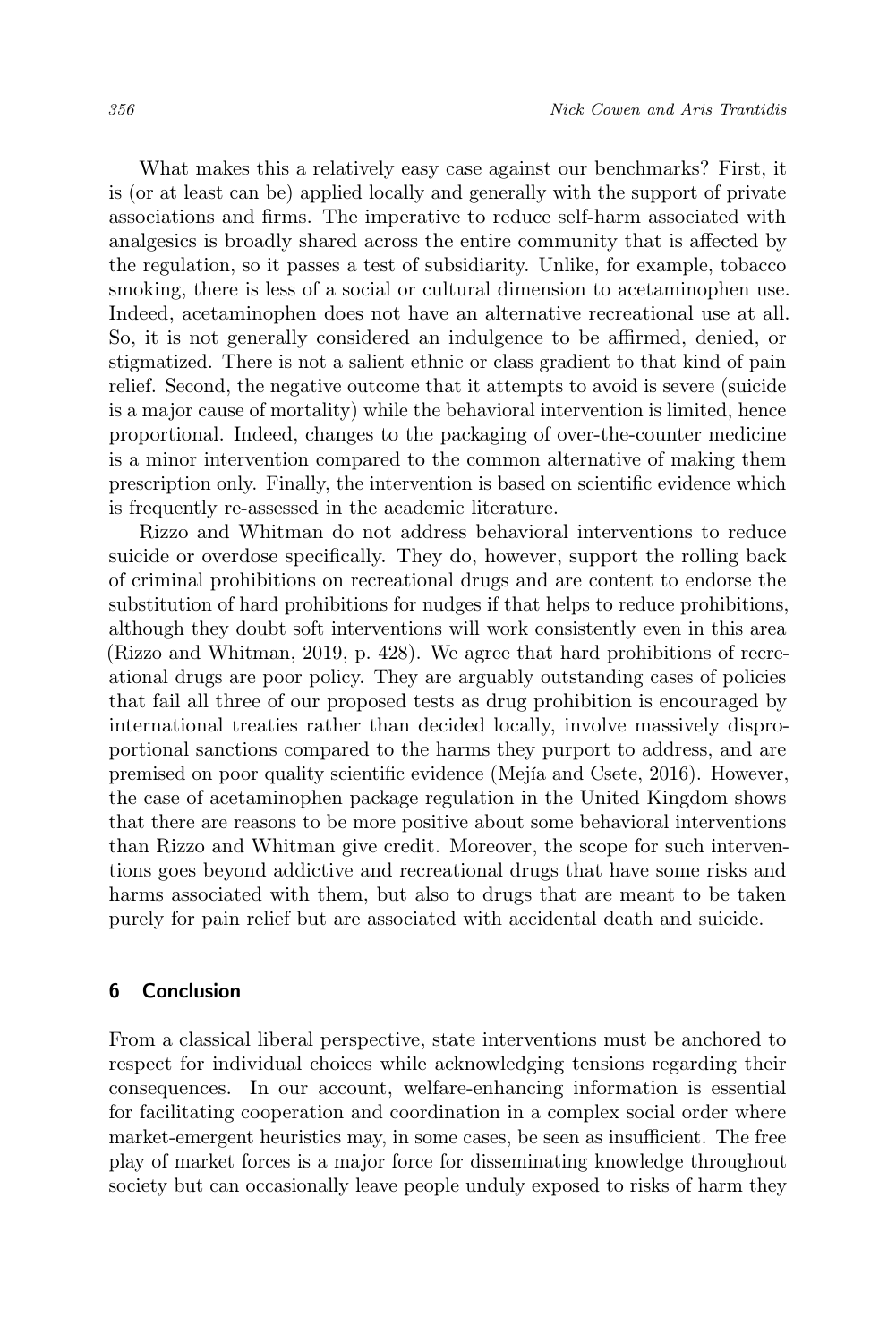What makes this a relatively easy case against our benchmarks? First, it is (or at least can be) applied locally and generally with the support of private associations and firms. The imperative to reduce self-harm associated with analgesics is broadly shared across the entire community that is affected by the regulation, so it passes a test of subsidiarity. Unlike, for example, tobacco smoking, there is less of a social or cultural dimension to acetaminophen use. Indeed, acetaminophen does not have an alternative recreational use at all. So, it is not generally considered an indulgence to be affirmed, denied, or stigmatized. There is not a salient ethnic or class gradient to that kind of pain relief. Second, the negative outcome that it attempts to avoid is severe (suicide is a major cause of mortality) while the behavioral intervention is limited, hence proportional. Indeed, changes to the packaging of over-the-counter medicine is a minor intervention compared to the common alternative of making them prescription only. Finally, the intervention is based on scientific evidence which is frequently re-assessed in the academic literature.

Rizzo and Whitman do not address behavioral interventions to reduce suicide or overdose specifically. They do, however, support the rolling back of criminal prohibitions on recreational drugs and are content to endorse the substitution of hard prohibitions for nudges if that helps to reduce prohibitions, although they doubt soft interventions will work consistently even in this area (Rizzo and Whitman, 2019, p. 428). We agree that hard prohibitions of recreational drugs are poor policy. They are arguably outstanding cases of policies that fail all three of our proposed tests as drug prohibition is encouraged by international treaties rather than decided locally, involve massively disproportional sanctions compared to the harms they purport to address, and are premised on poor quality scientific evidence (Mejía and Csete, 2016). However, the case of acetaminophen package regulation in the United Kingdom shows that there are reasons to be more positive about some behavioral interventions than Rizzo and Whitman give credit. Moreover, the scope for such interventions goes beyond addictive and recreational drugs that have some risks and harms associated with them, but also to drugs that are meant to be taken purely for pain relief but are associated with accidental death and suicide.

## 6 Conclusion

From a classical liberal perspective, state interventions must be anchored to respect for individual choices while acknowledging tensions regarding their consequences. In our account, welfare-enhancing information is essential for facilitating cooperation and coordination in a complex social order where market-emergent heuristics may, in some cases, be seen as insufficient. The free play of market forces is a major force for disseminating knowledge throughout society but can occasionally leave people unduly exposed to risks of harm they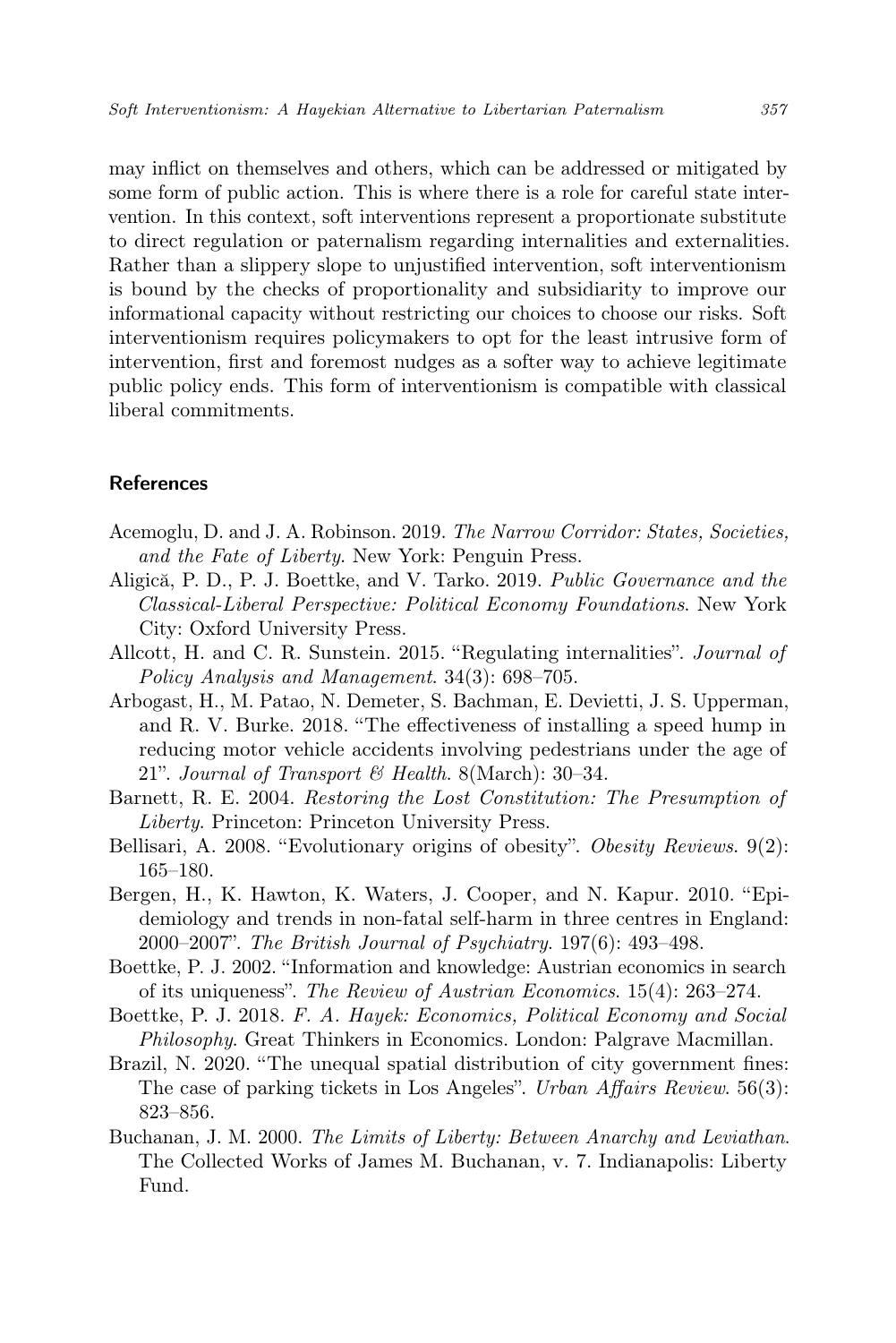may inflict on themselves and others, which can be addressed or mitigated by some form of public action. This is where there is a role for careful state intervention. In this context, soft interventions represent a proportionate substitute to direct regulation or paternalism regarding internalities and externalities. Rather than a slippery slope to unjustified intervention, soft interventionism is bound by the checks of proportionality and subsidiarity to improve our informational capacity without restricting our choices to choose our risks. Soft interventionism requires policymakers to opt for the least intrusive form of intervention, first and foremost nudges as a softer way to achieve legitimate public policy ends. This form of interventionism is compatible with classical liberal commitments.

## References

Acemoglu, D. and J. A. Robinson. 2019. *The Narrow Corridor: States, Societies, and the Fate of Liberty*. New York: Penguin Press.

Aligică, P. D., P. J. Boettke, and V. Tarko. 2019. *Public Governance and the Classical-Liberal Perspective: Political Economy Foundations*. New York City: Oxford University Press.

Allcott, H. and C. R. Sunstein. 2015. "Regulating internalities". *Journal of Policy Analysis and Management*. 34(3): 698–705.

Arbogast, H., M. Patao, N. Demeter, S. Bachman, E. Devietti, J. S. Upperman, and R. V. Burke. 2018. "The effectiveness of installing a speed hump in reducing motor vehicle accidents involving pedestrians under the age of 21". *Journal of Transport & Health*. 8(March): 30–34.

Barnett, R. E. 2004. *Restoring the Lost Constitution: The Presumption of Liberty*. Princeton: Princeton University Press.

Bellisari, A. 2008. "Evolutionary origins of obesity". *Obesity Reviews*. 9(2): 165–180.

Bergen, H., K. Hawton, K. Waters, J. Cooper, and N. Kapur. 2010. "Epidemiology and trends in non-fatal self-harm in three centres in England: 2000–2007". *The British Journal of Psychiatry*. 197(6): 493–498.

Boettke, P. J. 2002. "Information and knowledge: Austrian economics in search of its uniqueness". *The Review of Austrian Economics*. 15(4): 263–274.

Boettke, P. J. 2018. *F. A. Hayek: Economics, Political Economy and Social Philosophy*. Great Thinkers in Economics. London: Palgrave Macmillan.

Brazil, N. 2020. "The unequal spatial distribution of city government fines: The case of parking tickets in Los Angeles". *Urban Affairs Review*. 56(3): 823–856.

Buchanan, J. M. 2000. *The Limits of Liberty: Between Anarchy and Leviathan*. The Collected Works of James M. Buchanan, v. 7. Indianapolis: Liberty Fund.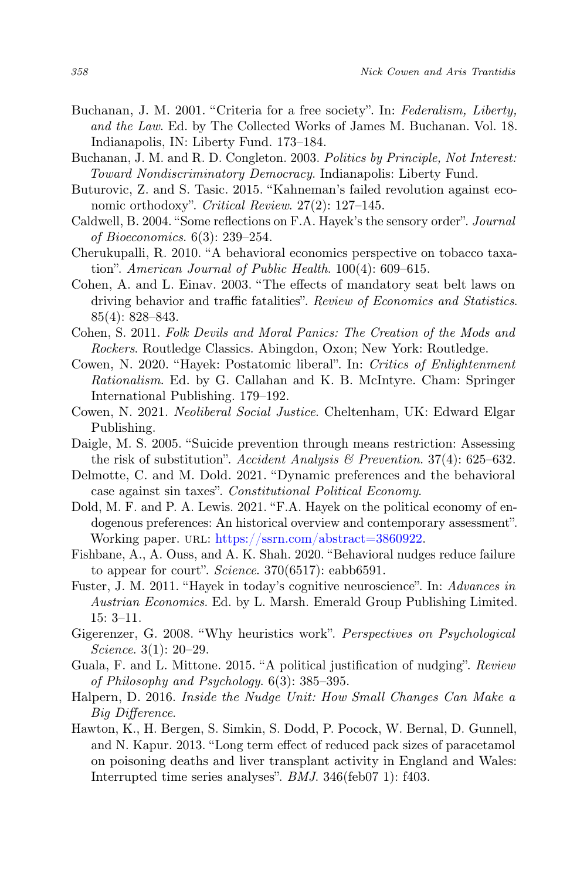Buchanan, J. M. 2001. "Criteria for a free society". In: *Federalism, Liberty, and the Law*. Ed. by The Collected Works of James M. Buchanan. Vol. 18. Indianapolis, IN: Liberty Fund. 173–184.

Buchanan, J. M. and R. D. Congleton. 2003. *Politics by Principle, Not Interest: Toward Nondiscriminatory Democracy*. Indianapolis: Liberty Fund.

Buturovic, Z. and S. Tasic. 2015. "Kahneman's failed revolution against economic orthodoxy". *Critical Review*. 27(2): 127–145.

Caldwell, B. 2004. "Some reflections on F.A. Hayek's the sensory order". *Journal of Bioeconomics*. 6(3): 239–254.

Cherukupalli, R. 2010. "A behavioral economics perspective on tobacco taxation". *American Journal of Public Health*. 100(4): 609–615.

Cohen, A. and L. Einav. 2003. "The effects of mandatory seat belt laws on driving behavior and traffic fatalities". *Review of Economics and Statistics*. 85(4): 828–843.

Cohen, S. 2011. *Folk Devils and Moral Panics: The Creation of the Mods and Rockers*. Routledge Classics. Abingdon, Oxon; New York: Routledge.

Cowen, N. 2020. "Hayek: Postatomic liberal". In: *Critics of Enlightenment Rationalism*. Ed. by G. Callahan and K. B. McIntyre. Cham: Springer International Publishing. 179–192.

Cowen, N. 2021. *Neoliberal Social Justice*. Cheltenham, UK: Edward Elgar Publishing.

Daigle, M. S. 2005. "Suicide prevention through means restriction: Assessing the risk of substitution". *Accident Analysis & Prevention*. 37(4): 625–632.

Delmotte, C. and M. Dold. 2021. "Dynamic preferences and the behavioral case against sin taxes". *Constitutional Political Economy*.

Dold, M. F. and P. A. Lewis. 2021. "F.A. Hayek on the political economy of endogenous preferences: An historical overview and contemporary assessment". Working paper. URL: https://ssrn.com/abstract=3860922.

Fishbane, A., A. Ouss, and A. K. Shah. 2020. "Behavioral nudges reduce failure to appear for court". *Science*. 370(6517): eabb6591.

Fuster, J. M. 2011. "Hayek in today's cognitive neuroscience". In: *Advances in Austrian Economics*. Ed. by L. Marsh. Emerald Group Publishing Limited. 15: 3–11.

Gigerenzer, G. 2008. "Why heuristics work". *Perspectives on Psychological Science*. 3(1): 20–29.

Guala, F. and L. Mittone. 2015. "A political justification of nudging". *Review of Philosophy and Psychology*. 6(3): 385–395.

Halpern, D. 2016. *Inside the Nudge Unit: How Small Changes Can Make a Big Difference*.

Hawton, K., H. Bergen, S. Simkin, S. Dodd, P. Pocock, W. Bernal, D. Gunnell, and N. Kapur. 2013. "Long term effect of reduced pack sizes of paracetamol on poisoning deaths and liver transplant activity in England and Wales: Interrupted time series analyses". *BMJ*. 346(feb07 1): f403.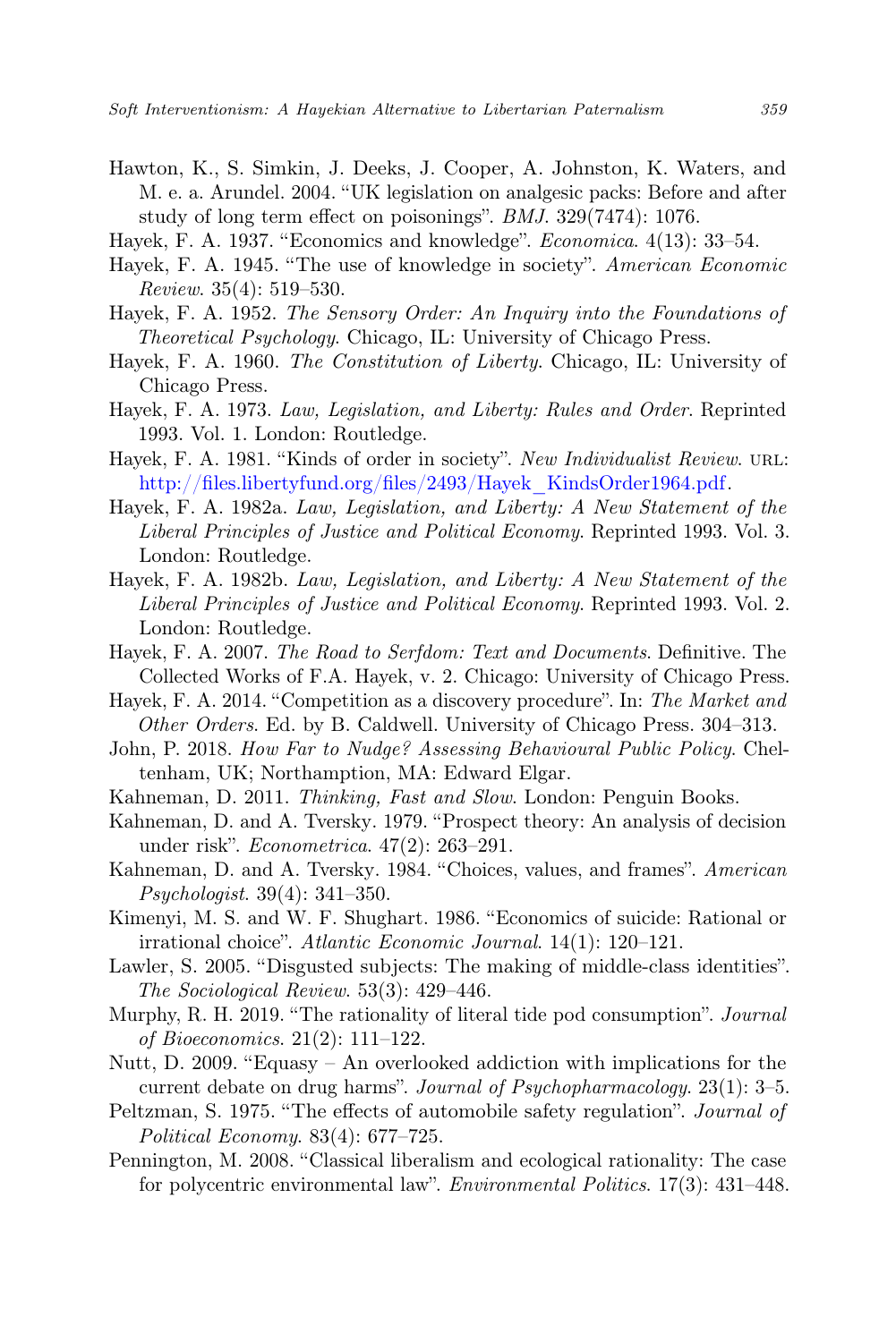Hawton, K., S. Simkin, J. Deeks, J. Cooper, A. Johnston, K. Waters, and M. e. a. Arundel. 2004. "UK legislation on analgesic packs: Before and after study of long term effect on poisonings". *BMJ*. 329(7474): 1076.

Hayek, F. A. 1937. "Economics and knowledge". *Economica*. 4(13): 33–54.

Hayek, F. A. 1945. "The use of knowledge in society". *American Economic Review*. 35(4): 519–530.

Hayek, F. A. 1952. *The Sensory Order: An Inquiry into the Foundations of Theoretical Psychology*. Chicago, IL: University of Chicago Press.

Hayek, F. A. 1960. *The Constitution of Liberty*. Chicago, IL: University of Chicago Press.

Hayek, F. A. 1973. *Law, Legislation, and Liberty: Rules and Order*. Reprinted 1993. Vol. 1. London: Routledge.

Hayek, F. A. 1981. "Kinds of order in society". *New Individualist Review*. URL: http://files.libertyfund.org/files/2493/Hayek_KindsOrder1964.pdf.

Hayek, F. A. 1982a. *Law, Legislation, and Liberty: A New Statement of the Liberal Principles of Justice and Political Economy*. Reprinted 1993. Vol. 3. London: Routledge.

Hayek, F. A. 1982b. *Law, Legislation, and Liberty: A New Statement of the Liberal Principles of Justice and Political Economy*. Reprinted 1993. Vol. 2. London: Routledge.

Hayek, F. A. 2007. *The Road to Serfdom: Text and Documents*. Definitive. The Collected Works of F.A. Hayek, v. 2. Chicago: University of Chicago Press.

Hayek, F. A. 2014. "Competition as a discovery procedure". In: *The Market and Other Orders*. Ed. by B. Caldwell. University of Chicago Press. 304–313.

John, P. 2018. *How Far to Nudge? Assessing Behavioural Public Policy*. Cheltenham, UK; Northamption, MA: Edward Elgar.

Kahneman, D. 2011. *Thinking, Fast and Slow*. London: Penguin Books.

Kahneman, D. and A. Tversky. 1979. "Prospect theory: An analysis of decision under risk". *Econometrica*. 47(2): 263–291.

Kahneman, D. and A. Tversky. 1984. "Choices, values, and frames". *American Psychologist*. 39(4): 341–350.

Kimenyi, M. S. and W. F. Shughart. 1986. "Economics of suicide: Rational or irrational choice". *Atlantic Economic Journal*. 14(1): 120–121.

Lawler, S. 2005. "Disgusted subjects: The making of middle-class identities". *The Sociological Review*. 53(3): 429–446.

Murphy, R. H. 2019. "The rationality of literal tide pod consumption". *Journal of Bioeconomics*. 21(2): 111–122.

Nutt, D. 2009. "Equasy – An overlooked addiction with implications for the current debate on drug harms". *Journal of Psychopharmacology*. 23(1): 3–5.

Peltzman, S. 1975. "The effects of automobile safety regulation". *Journal of Political Economy*. 83(4): 677–725.

Pennington, M. 2008. "Classical liberalism and ecological rationality: The case for polycentric environmental law". *Environmental Politics*. 17(3): 431–448.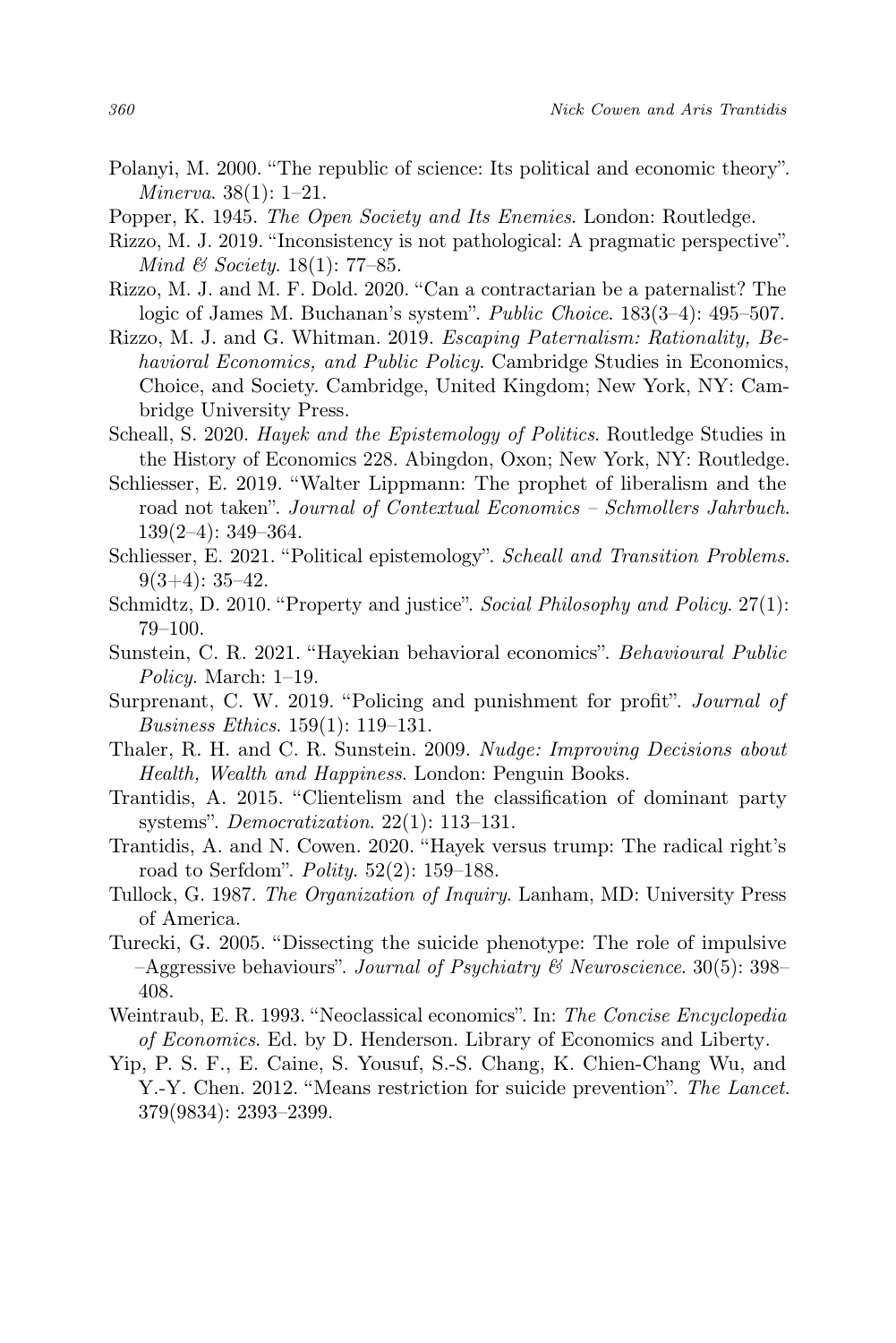Polanyi, M. 2000. "The republic of science: Its political and economic theory". *Minerva*. 38(1): 1–21.

Popper, K. 1945. *The Open Society and Its Enemies*. London: Routledge.

Rizzo, M. J. 2019. "Inconsistency is not pathological: A pragmatic perspective". *Mind & Society*. 18(1): 77–85.

Rizzo, M. J. and M. F. Dold. 2020. "Can a contractarian be a paternalist? The logic of James M. Buchanan's system". *Public Choice*. 183(3–4): 495–507.

Rizzo, M. J. and G. Whitman. 2019. *Escaping Paternalism: Rationality, Behavioral Economics, and Public Policy*. Cambridge Studies in Economics, Choice, and Society. Cambridge, United Kingdom; New York, NY: Cambridge University Press.

Scheall, S. 2020. *Hayek and the Epistemology of Politics*. Routledge Studies in the History of Economics 228. Abingdon, Oxon; New York, NY: Routledge.

Schliesser, E. 2019. "Walter Lippmann: The prophet of liberalism and the road not taken". *Journal of Contextual Economics – Schmollers Jahrbuch*. 139(2–4): 349–364.

Schliesser, E. 2021. "Political epistemology". *Scheall and Transition Problems*. 9(3+4): 35–42.

Schmidtz, D. 2010. "Property and justice". *Social Philosophy and Policy*. 27(1): 79–100.

Sunstein, C. R. 2021. "Hayekian behavioral economics". *Behavioural Public Policy*. March: 1–19.

Surprenant, C. W. 2019. "Policing and punishment for profit". *Journal of Business Ethics*. 159(1): 119–131.

Thaler, R. H. and C. R. Sunstein. 2009. *Nudge: Improving Decisions about Health, Wealth and Happiness*. London: Penguin Books.

Trantidis, A. 2015. "Clientelism and the classification of dominant party systems". *Democratization*. 22(1): 113–131.

Trantidis, A. and N. Cowen. 2020. "Hayek versus trump: The radical right's road to Serfdom". *Polity*. 52(2): 159–188.

Tullock, G. 1987. *The Organization of Inquiry*. Lanham, MD: University Press of America.

Turecki, G. 2005. "Dissecting the suicide phenotype: The role of impulsive –Aggressive behaviours". *Journal of Psychiatry & Neuroscience*. 30(5): 398–408.

Weintraub, E. R. 1993. "Neoclassical economics". In: *The Concise Encyclopedia of Economics*. Ed. by D. Henderson. Library of Economics and Liberty.

Yip, P. S. F., E. Caine, S. Yousuf, S.-S. Chang, K. Chien-Chang Wu, and Y.-Y. Chen. 2012. "Means restriction for suicide prevention". *The Lancet*. 379(9834): 2393–2399.